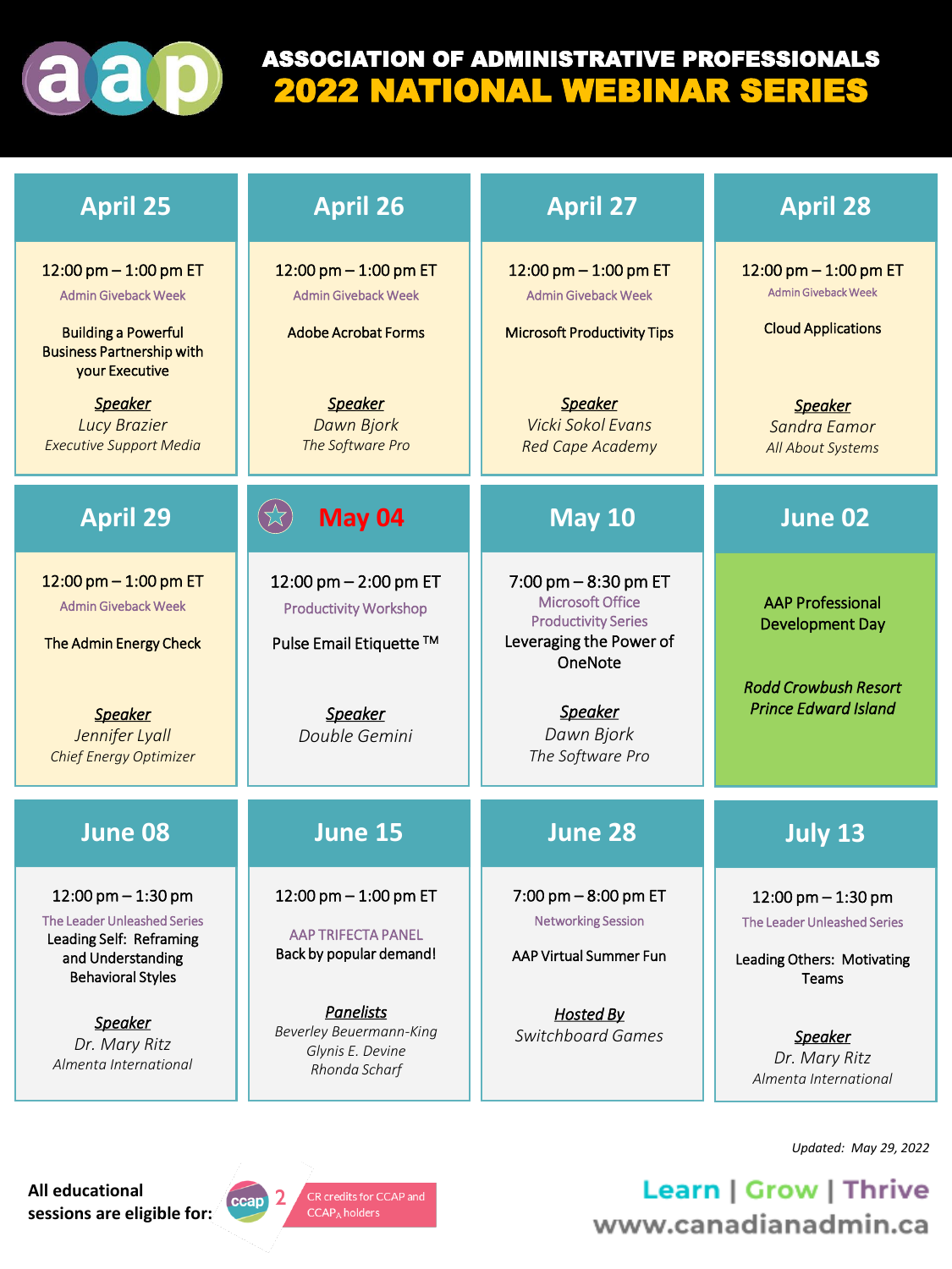# ASSOCIATION OF ADMINISTRATIVE PROFESSIONALS

# 2022 NATIONAL WEBINAR SERIES

## April 25

12:00 pm – 1:00 pm ET

Admin Giveback Week

Building a Powerful Business Partnership with your Executive

***Speaker***

*Lucy Brazier*

*Executive Support Media*

## April 26

12:00 pm – 1:00 pm ET

Admin Giveback Week

Adobe Acrobat Forms

***Speaker***

*Dawn Bjork*

*The Software Pro*

## April 27

12:00 pm – 1:00 pm ET

Admin Giveback Week

Microsoft Productivity Tips

***Speaker***

*Vicki Sokol Evans*

*Red Cape Academy*

## April 28

12:00 pm – 1:00 pm ET

Admin Giveback Week

Cloud Applications

***Speaker***

*Sandra Eamor*

*All About Systems*

## April 29

12:00 pm – 1:00 pm ET

Admin Giveback Week

The Admin Energy Check

***Speaker***

*Jennifer Lyall*

*Chief Energy Optimizer*

## May 04

12:00 pm – 2:00 pm ET

Productivity Workshop

Pulse Email Etiquette ™

***Speaker***

*Double Gemini*

## May 10

7:00 pm – 8:30 pm ET

Microsoft Office Productivity Series

Leveraging the Power of OneNote

***Speaker***

*Dawn Bjork*

*The Software Pro*

## June 02

AAP Professional Development Day

***Rodd Crowbush Resort***

***Prince Edward Island***

## June 08

12:00 pm – 1:30 pm

The Leader Unleashed Series

Leading Self: Reframing and Understanding Behavioral Styles

***Speaker***

*Dr. Mary Ritz*

*Almenta International*

## June 15

12:00 pm – 1:00 pm ET

AAP TRIFECTA PANEL

Back by popular demand!

***Panelists***

*Beverley Beuermann-King*

*Glynis E. Devine*

*Rhonda Scharf*

## June 28

7:00 pm – 8:00 pm ET

Networking Session

AAP Virtual Summer Fun

***Hosted By***

*Switchboard Games*

## July 13

12:00 pm – 1:30 pm

The Leader Unleashed Series

Leading Others: Motivating Teams

***Speaker***

*Dr. Mary Ritz*

*Almenta International*

*Updated: May 29, 2022*

**All educational sessions are eligible for:** ccap 2 CR credits for CCAP and CCAP$_A$ holders

Learn | Grow | Thrive

www.canadianadmin.ca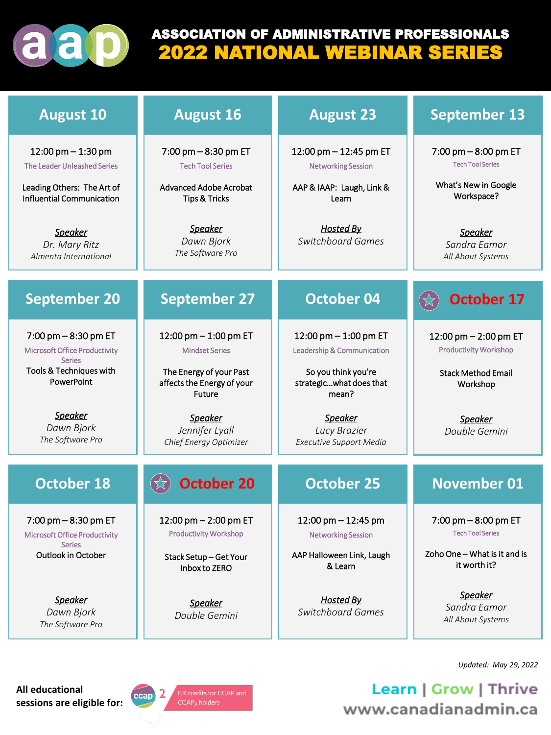# ASSOCIATION OF ADMINISTRATIVE PROFESSIONALS

## 2022 NATIONAL WEBINAR SERIES

### August 10

12:00 pm – 1:30 pm

The Leader Unleashed Series

Leading Others: The Art of Influential Communication

**Speaker**
*Dr. Mary Ritz*
*Almenta International*

### August 16

7:00 pm – 8:30 pm ET

Tech Tool Series

Advanced Adobe Acrobat Tips & Tricks

**Speaker**
*Dawn Bjork*
*The Software Pro*

### August 23

12:00 pm – 12:45 pm ET

Networking Session

AAP & IAAP: Laugh, Link & Learn

**Hosted By**
*Switchboard Games*

### September 13

7:00 pm – 8:00 pm ET

Tech Tool Series

What's New in Google Workspace?

**Speaker**
*Sandra Eamor*
*All About Systems*

### September 20

7:00 pm – 8:30 pm ET

Microsoft Office Productivity Series

Tools & Techniques with PowerPoint

**Speaker**
*Dawn Bjork*
*The Software Pro*

### September 27

12:00 pm – 1:00 pm ET

Mindset Series

The Energy of your Past affects the Energy of your Future

**Speaker**
*Jennifer Lyall*
*Chief Energy Optimizer*

### October 04

12:00 pm – 1:00 pm ET

Leadership & Communication

So you think you're strategic…what does that mean?

**Speaker**
*Lucy Brazier*
*Executive Support Media*

### October 17

12:00 pm – 2:00 pm ET

Productivity Workshop

Stack Method Email Workshop

**Speaker**
*Double Gemini*

### October 18

7:00 pm – 8:30 pm ET

Microsoft Office Productivity Series

Outlook in October

**Speaker**
*Dawn Bjork*
*The Software Pro*

### October 20

12:00 pm – 2:00 pm ET

Productivity Workshop

Stack Setup – Get Your Inbox to ZERO

**Speaker**
*Double Gemini*

### October 25

12:00 pm – 12:45 pm

Networking Session

AAP Halloween Link, Laugh & Learn

**Hosted By**
*Switchboard Games*

### November 01

7:00 pm – 8:00 pm ET

Tech Tool Series

Zoho One – What is it and is it worth it?

**Speaker**
*Sandra Eamor*
*All About Systems*

*Updated: May 29, 2022*

**All educational sessions are eligible for:** ccap 2 CR credits for CCAP and CCAP$_A$ holders

Learn | Grow | Thrive

www.canadianadmin.ca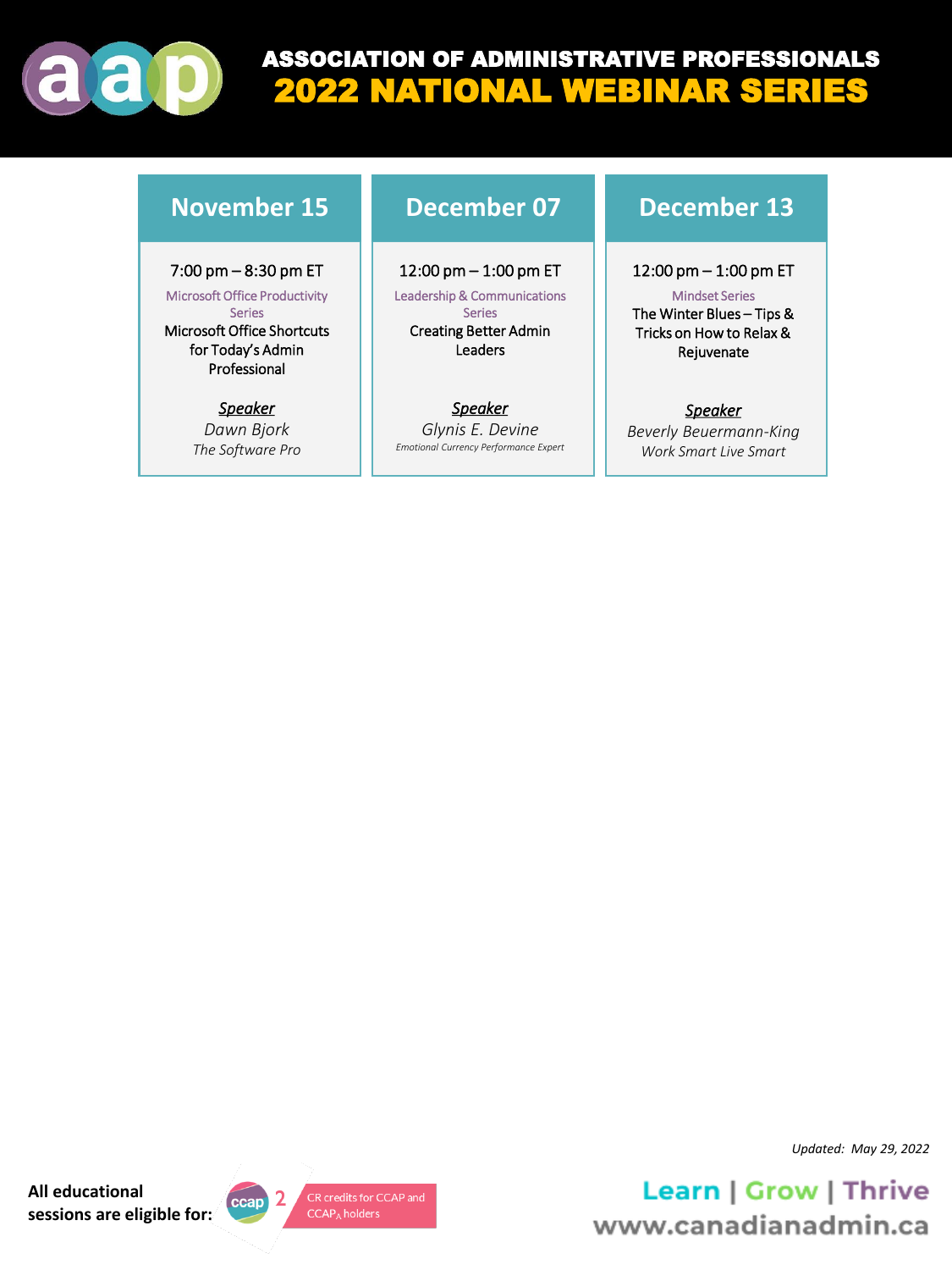# ASSOCIATION OF ADMINISTRATIVE PROFESSIONALS
# 2022 NATIONAL WEBINAR SERIES

| November 15 | December 07 | December 13 |
|---|---|---|
| 7:00 pm – 8:30 pm ET | 12:00 pm – 1:00 pm ET | 12:00 pm – 1:00 pm ET |
| Microsoft Office Productivity Series | Leadership & Communications Series | Mindset Series |
| Microsoft Office Shortcuts for Today's Admin Professional | Creating Better Admin Leaders | The Winter Blues – Tips & Tricks on How to Relax & Rejuvenate |
| ***Speaker*** | ***Speaker*** | ***Speaker*** |
| *Dawn Bjork* | *Glynis E. Devine* | *Beverly Beuermann-King* |
| *The Software Pro* | *Emotional Currency Performance Expert* | *Work Smart Live Smart* |

*Updated: May 29, 2022*

**All educational sessions are eligible for:**

ccap 2 CR credits for CCAP and $CCAP_A$ holders

Learn | Grow | Thrive
www.canadianadmin.ca